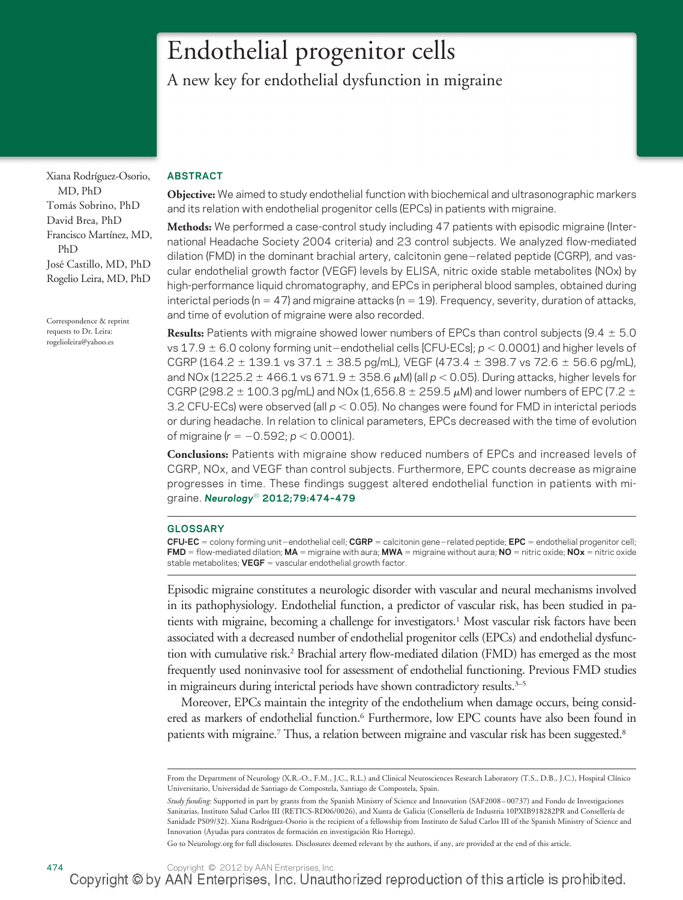# Endothelial progenitor cells

## A new key for endothelial dysfunction in migraine

Xiana Rodríguez-Osorio, MD, PhD
Tomás Sobrino, PhD
David Brea, PhD
Francisco Martínez, MD, PhD
José Castillo, MD, PhD
Rogelio Leira, MD, PhD

Correspondence & reprint requests to Dr. Leira: rogelioleira@yahoo.es

## ABSTRACT

**Objective:** We aimed to study endothelial function with biochemical and ultrasonographic markers and its relation with endothelial progenitor cells (EPCs) in patients with migraine.

**Methods:** We performed a case-control study including 47 patients with episodic migraine (International Headache Society 2004 criteria) and 23 control subjects. We analyzed flow-mediated dilation (FMD) in the dominant brachial artery, calcitonin gene–related peptide (CGRP), and vascular endothelial growth factor (VEGF) levels by ELISA, nitric oxide stable metabolites (NOx) by high-performance liquid chromatography, and EPCs in peripheral blood samples, obtained during interictal periods (n = 47) and migraine attacks (n = 19). Frequency, severity, duration of attacks, and time of evolution of migraine were also recorded.

**Results:** Patients with migraine showed lower numbers of EPCs than control subjects (9.4 ± 5.0 vs 17.9 ± 6.0 colony forming unit–endothelial cells [CFU-ECs]; $p < 0.0001$) and higher levels of CGRP (164.2 ± 139.1 vs 37.1 ± 38.5 pg/mL), VEGF (473.4 ± 398.7 vs 72.6 ± 56.6 pg/mL), and NOx (1225.2 ± 466.1 vs 671.9 ± 358.6 μM) (all $p < 0.05$). During attacks, higher levels for CGRP (298.2 ± 100.3 pg/mL) and NOx (1,656.8 ± 259.5 μM) and lower numbers of EPC (7.2 ± 3.2 CFU-ECs) were observed (all $p < 0.05$). No changes were found for FMD in interictal periods or during headache. In relation to clinical parameters, EPCs decreased with the time of evolution of migraine ($r = -0.592$; $p < 0.0001$).

**Conclusions:** Patients with migraine show reduced numbers of EPCs and increased levels of CGRP, NOx, and VEGF than control subjects. Furthermore, EPC counts decrease as migraine progresses in time. These findings suggest altered endothelial function in patients with migraine. ***Neurology*® 2012;79:474–479**

## GLOSSARY

**CFU-EC** = colony forming unit–endothelial cell; **CGRP** = calcitonin gene–related peptide; **EPC** = endothelial progenitor cell; **FMD** = flow-mediated dilation; **MA** = migraine with aura; **MWA** = migraine without aura; **NO** = nitric oxide; **NOx** = nitric oxide stable metabolites; **VEGF** = vascular endothelial growth factor.

Episodic migraine constitutes a neurologic disorder with vascular and neural mechanisms involved in its pathophysiology. Endothelial function, a predictor of vascular risk, has been studied in patients with migraine, becoming a challenge for investigators.[1] Most vascular risk factors have been associated with a decreased number of endothelial progenitor cells (EPCs) and endothelial dysfunction with cumulative risk.[2] Brachial artery flow-mediated dilation (FMD) has emerged as the most frequently used noninvasive tool for assessment of endothelial functioning. Previous FMD studies in migraineurs during interictal periods have shown contradictory results.[3–5]

Moreover, EPCs maintain the integrity of the endothelium when damage occurs, being considered as markers of endothelial function.[6] Furthermore, low EPC counts have also been found in patients with migraine.[7] Thus, a relation between migraine and vascular risk has been suggested.[8]

From the Department of Neurology (X.R.-O., F.M., J.C., R.L.) and Clinical Neurosciences Research Laboratory (T.S., D.B., J.C.), Hospital Clínico Universitario, Universidad de Santiago de Compostela, Santiago de Compostela, Spain.

*Study funding:* Supported in part by grants from the Spanish Ministry of Science and Innovation (SAF2008–00737) and Fondo de Investigaciones Sanitarias, Instituto Salud Carlos III (RETICS-RD06/0026), and Xunta de Galicia (Consellería de Industria 10PXIB918282PR and Consellería de Sanidade PS09/32). Xiana Rodríguez-Osorio is the recipient of a fellowship from Instituto de Salud Carlos III of the Spanish Ministry of Science and Innovation (Ayudas para contratos de formación en investigación Río Hortega).

Go to Neurology.org for full disclosures. Disclosures deemed relevant by the authors, if any, are provided at the end of this article.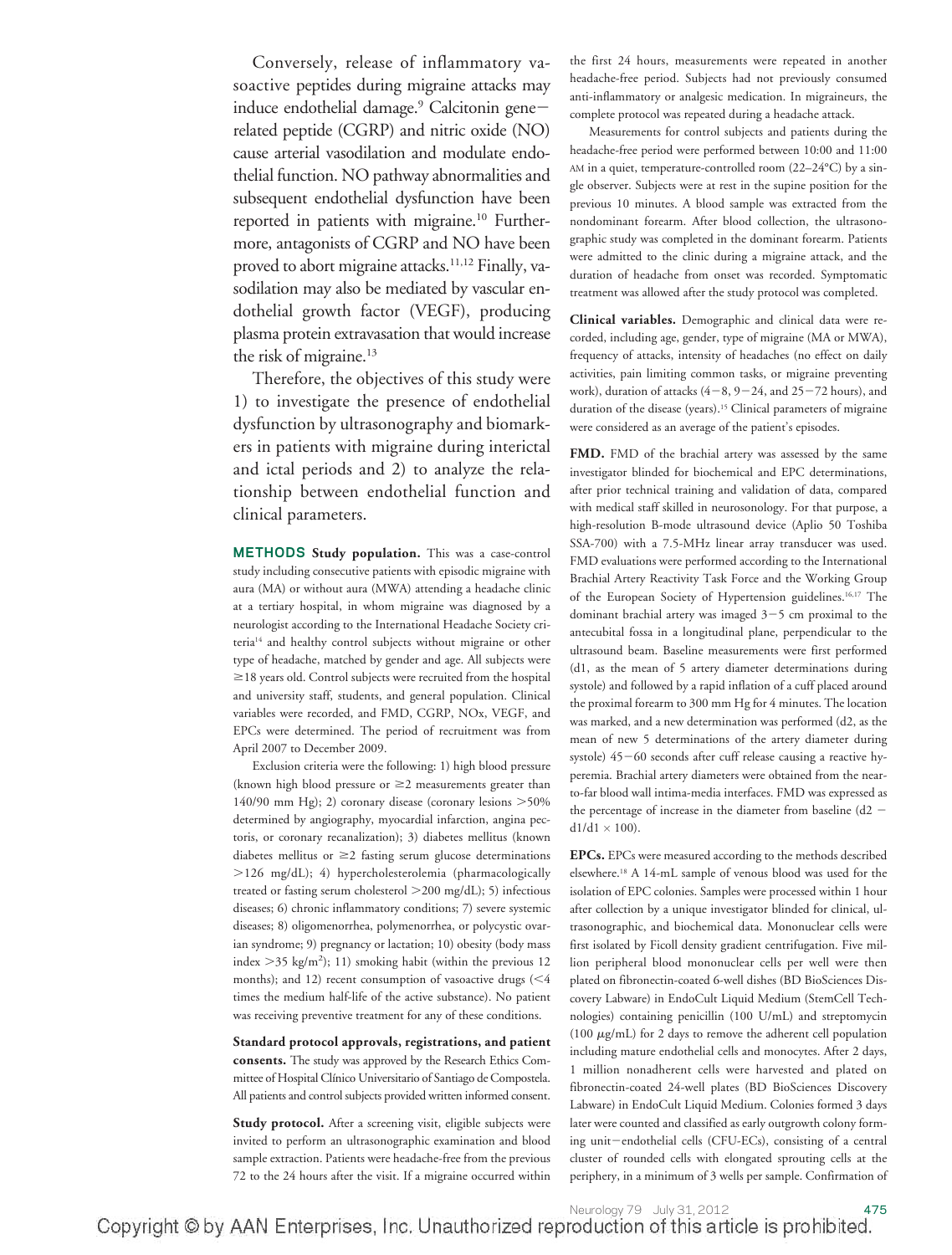Conversely, release of inflammatory vasoactive peptides during migraine attacks may induce endothelial damage.[9] Calcitonin gene–related peptide (CGRP) and nitric oxide (NO) cause arterial vasodilation and modulate endothelial function. NO pathway abnormalities and subsequent endothelial dysfunction have been reported in patients with migraine.[10] Furthermore, antagonists of CGRP and NO have been proved to abort migraine attacks.[11,12] Finally, vasodilation may also be mediated by vascular endothelial growth factor (VEGF), producing plasma protein extravasation that would increase the risk of migraine.[13]

Therefore, the objectives of this study were 1) to investigate the presence of endothelial dysfunction by ultrasonography and biomarkers in patients with migraine during interictal and ictal periods and 2) to analyze the relationship between endothelial function and clinical parameters.

## METHODS

**Study population.** This was a case-control study including consecutive patients with episodic migraine with aura (MA) or without aura (MWA) attending a headache clinic at a tertiary hospital, in whom migraine was diagnosed by a neurologist according to the International Headache Society criteria[14] and healthy control subjects without migraine or other type of headache, matched by gender and age. All subjects were ≥18 years old. Control subjects were recruited from the hospital and university staff, students, and general population. Clinical variables were recorded, and FMD, CGRP, NOx, VEGF, and EPCs were determined. The period of recruitment was from April 2007 to December 2009.

Exclusion criteria were the following: 1) high blood pressure (known high blood pressure or ≥2 measurements greater than 140/90 mm Hg); 2) coronary disease (coronary lesions >50% determined by angiography, myocardial infarction, angina pectoris, or coronary recanalization); 3) diabetes mellitus (known diabetes mellitus or ≥2 fasting serum glucose determinations >126 mg/dL); 4) hypercholesterolemia (pharmacologically treated or fasting serum cholesterol >200 mg/dL); 5) infectious diseases; 6) chronic inflammatory conditions; 7) severe systemic diseases; 8) oligomenorrhea, polymenorrhea, or polycystic ovarian syndrome; 9) pregnancy or lactation; 10) obesity (body mass index >35 kg/m$^2$); 11) smoking habit (within the previous 12 months); and 12) recent consumption of vasoactive drugs (<4 times the medium half-life of the active substance). No patient was receiving preventive treatment for any of these conditions.

**Standard protocol approvals, registrations, and patient consents.** The study was approved by the Research Ethics Committee of Hospital Clínico Universitario of Santiago de Compostela. All patients and control subjects provided written informed consent.

**Study protocol.** After a screening visit, eligible subjects were invited to perform an ultrasonographic examination and blood sample extraction. Patients were headache-free from the previous 72 to the 24 hours after the visit. If a migraine occurred within the first 24 hours, measurements were repeated in another headache-free period. Subjects had not previously consumed anti-inflammatory or analgesic medication. In migraineurs, the complete protocol was repeated during a headache attack.

Measurements for control subjects and patients during the headache-free period were performed between 10:00 and 11:00 AM in a quiet, temperature-controlled room (22–24°C) by a single observer. Subjects were at rest in the supine position for the previous 10 minutes. A blood sample was extracted from the nondominant forearm. After blood collection, the ultrasonographic study was completed in the dominant forearm. Patients were admitted to the clinic during a migraine attack, and the duration of headache from onset was recorded. Symptomatic treatment was allowed after the study protocol was completed.

**Clinical variables.** Demographic and clinical data were recorded, including age, gender, type of migraine (MA or MWA), frequency of attacks, intensity of headaches (no effect on daily activities, pain limiting common tasks, or migraine preventing work), duration of attacks (4–8, 9–24, and 25–72 hours), and duration of the disease (years).[15] Clinical parameters of migraine were considered as an average of the patient's episodes.

**FMD.** FMD of the brachial artery was assessed by the same investigator blinded for biochemical and EPC determinations, after prior technical training and validation of data, compared with medical staff skilled in neurosonology. For that purpose, a high-resolution B-mode ultrasound device (Aplio 50 Toshiba SSA-700) with a 7.5-MHz linear array transducer was used. FMD evaluations were performed according to the International Brachial Artery Reactivity Task Force and the Working Group of the European Society of Hypertension guidelines.[16,17] The dominant brachial artery was imaged 3–5 cm proximal to the antecubital fossa in a longitudinal plane, perpendicular to the ultrasound beam. Baseline measurements were first performed (d1, as the mean of 5 artery diameter determinations during systole) and followed by a rapid inflation of a cuff placed around the proximal forearm to 300 mm Hg for 4 minutes. The location was marked, and a new determination was performed (d2, as the mean of new 5 determinations of the artery diameter during systole) 45–60 seconds after cuff release causing a reactive hyperemia. Brachial artery diameters were obtained from the near-to-far blood wall intima-media interfaces. FMD was expressed as the percentage of increase in the diameter from baseline ($d2 - d1/d1 \times 100$).

**EPCs.** EPCs were measured according to the methods described elsewhere.[18] A 14-mL sample of venous blood was used for the isolation of EPC colonies. Samples were processed within 1 hour after collection by a unique investigator blinded for clinical, ultrasonographic, and biochemical data. Mononuclear cells were first isolated by Ficoll density gradient centrifugation. Five million peripheral blood mononuclear cells per well were then plated on fibronectin-coated 6-well dishes (BD BioSciences Discovery Labware) in EndoCult Liquid Medium (StemCell Technologies) containing penicillin (100 U/mL) and streptomycin (100 μg/mL) for 2 days to remove the adherent cell population including mature endothelial cells and monocytes. After 2 days, 1 million nonadherent cells were harvested and plated on fibronectin-coated 24-well plates (BD BioSciences Discovery Labware) in EndoCult Liquid Medium. Colonies formed 3 days later were counted and classified as early outgrowth colony forming unit–endothelial cells (CFU-ECs), consisting of a central cluster of rounded cells with elongated sprouting cells at the periphery, in a minimum of 3 wells per sample. Confirmation of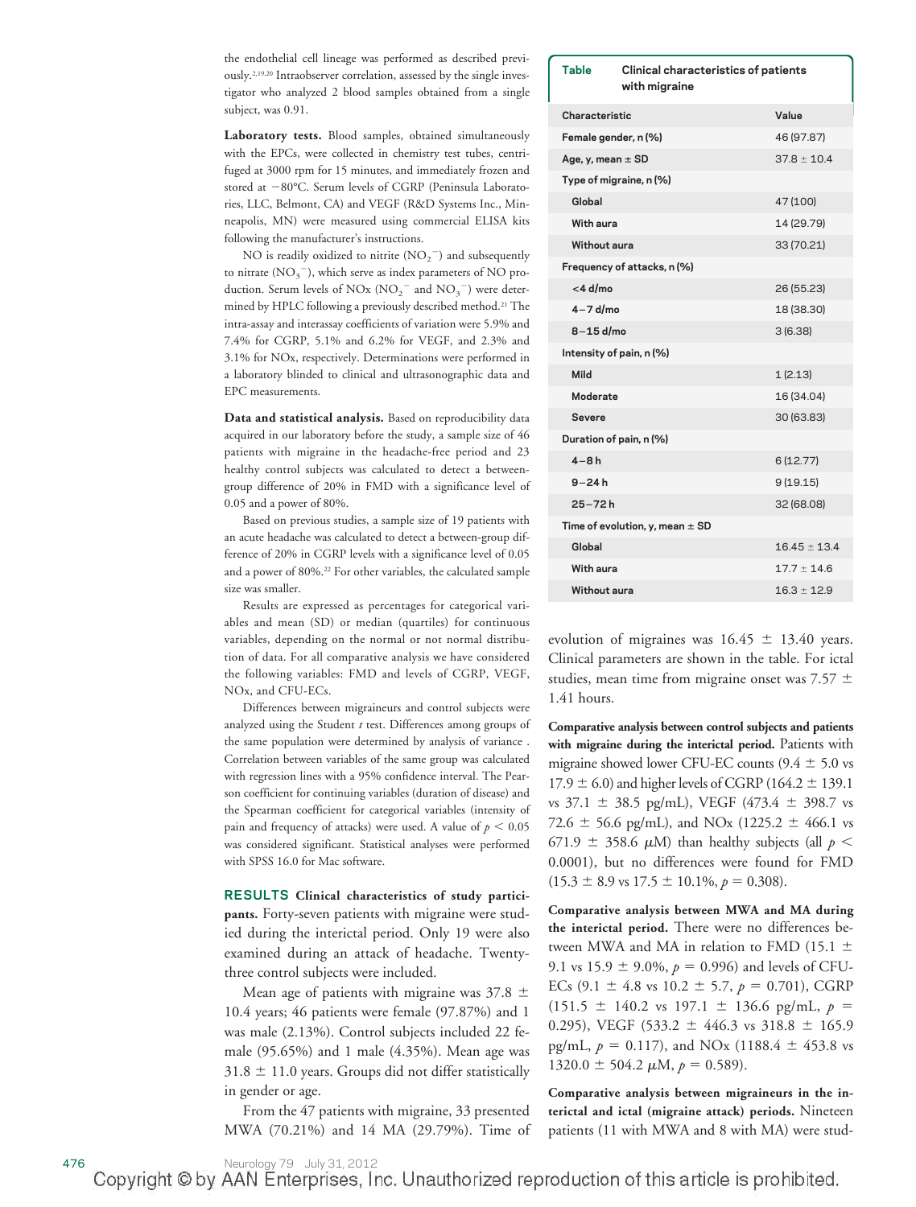the endothelial cell lineage was performed as described previously.[2,19,20] Intraobserver correlation, assessed by the single investigator who analyzed 2 blood samples obtained from a single subject, was 0.91.

**Laboratory tests.** Blood samples, obtained simultaneously with the EPCs, were collected in chemistry test tubes, centrifuged at 3000 rpm for 15 minutes, and immediately frozen and stored at −80°C. Serum levels of CGRP (Peninsula Laboratories, LLC, Belmont, CA) and VEGF (R&D Systems Inc., Minneapolis, MN) were measured using commercial ELISA kits following the manufacturer's instructions.

NO is readily oxidized to nitrite ($NO_2^-$) and subsequently to nitrate ($NO_3^-$), which serve as index parameters of NO production. Serum levels of NOx ($NO_2^-$ and $NO_3^-$) were determined by HPLC following a previously described method.[21] The intra-assay and interassay coefficients of variation were 5.9% and 7.4% for CGRP, 5.1% and 6.2% for VEGF, and 2.3% and 3.1% for NOx, respectively. Determinations were performed in a laboratory blinded to clinical and ultrasonographic data and EPC measurements.

**Data and statistical analysis.** Based on reproducibility data acquired in our laboratory before the study, a sample size of 46 patients with migraine in the headache-free period and 23 healthy control subjects was calculated to detect a between-group difference of 20% in FMD with a significance level of 0.05 and a power of 80%.

Based on previous studies, a sample size of 19 patients with an acute headache was calculated to detect a between-group difference of 20% in CGRP levels with a significance level of 0.05 and a power of 80%.[22] For other variables, the calculated sample size was smaller.

Results are expressed as percentages for categorical variables and mean (SD) or median (quartiles) for continuous variables, depending on the normal or not normal distribution of data. For all comparative analysis we have considered the following variables: FMD and levels of CGRP, VEGF, NOx, and CFU-ECs.

Differences between migraineurs and control subjects were analyzed using the Student *t* test. Differences among groups of the same population were determined by analysis of variance . Correlation between variables of the same group was calculated with regression lines with a 95% confidence interval. The Pearson coefficient for continuing variables (duration of disease) and the Spearman coefficient for categorical variables (intensity of pain and frequency of attacks) were used. A value of $p < 0.05$ was considered significant. Statistical analyses were performed with SPSS 16.0 for Mac software.

## RESULTS

**Clinical characteristics of study participants.** Forty-seven patients with migraine were studied during the interictal period. Only 19 were also examined during an attack of headache. Twenty-three control subjects were included.

Mean age of patients with migraine was 37.8 ± 10.4 years; 46 patients were female (97.87%) and 1 was male (2.13%). Control subjects included 22 female (95.65%) and 1 male (4.35%). Mean age was 31.8 ± 11.0 years. Groups did not differ statistically in gender or age.

From the 47 patients with migraine, 33 presented MWA (70.21%) and 14 MA (29.79%). Time of evolution of migraines was 16.45 ± 13.40 years. Clinical parameters are shown in the table. For ictal studies, mean time from migraine onset was 7.57 ± 1.41 hours.

**Table** Clinical characteristics of patients with migraine

| Characteristic | Value |
|---|---|
| Female gender, n (%) | 46 (97.87) |
| Age, y, mean ± SD | 37.8 ± 10.4 |
| Type of migraine, n (%) | |
| Global | 47 (100) |
| With aura | 14 (29.79) |
| Without aura | 33 (70.21) |
| Frequency of attacks, n (%) | |
| <4 d/mo | 26 (55.23) |
| 4–7 d/mo | 18 (38.30) |
| 8–15 d/mo | 3 (6.38) |
| Intensity of pain, n (%) | |
| Mild | 1 (2.13) |
| Moderate | 16 (34.04) |
| Severe | 30 (63.83) |
| Duration of pain, n (%) | |
| 4–8 h | 6 (12.77) |
| 9–24 h | 9 (19.15) |
| 25–72 h | 32 (68.08) |
| Time of evolution, y, mean ± SD | |
| Global | 16.45 ± 13.4 |
| With aura | 17.7 ± 14.6 |
| Without aura | 16.3 ± 12.9 |

**Comparative analysis between control subjects and patients with migraine during the interictal period.** Patients with migraine showed lower CFU-EC counts (9.4 ± 5.0 vs 17.9 ± 6.0) and higher levels of CGRP (164.2 ± 139.1 vs 37.1 ± 38.5 pg/mL), VEGF (473.4 ± 398.7 vs 72.6 ± 56.6 pg/mL), and NOx (1225.2 ± 466.1 vs 671.9 ± 358.6 μM) than healthy subjects (all $p < 0.0001$), but no differences were found for FMD (15.3 ± 8.9 vs 17.5 ± 10.1%, $p = 0.308$).

**Comparative analysis between MWA and MA during the interictal period.** There were no differences between MWA and MA in relation to FMD (15.1 ± 9.1 vs 15.9 ± 9.0%, $p = 0.996$) and levels of CFU-ECs (9.1 ± 4.8 vs 10.2 ± 5.7, $p = 0.701$), CGRP (151.5 ± 140.2 vs 197.1 ± 136.6 pg/mL, $p = 0.295$), VEGF (533.2 ± 446.3 vs 318.8 ± 165.9 pg/mL, $p = 0.117$), and NOx (1188.4 ± 453.8 vs 1320.0 ± 504.2 μM, $p = 0.589$).

**Comparative analysis between migraineurs in the interictal and ictal (migraine attack) periods.** Nineteen patients (11 with MWA and 8 with MA) were stud-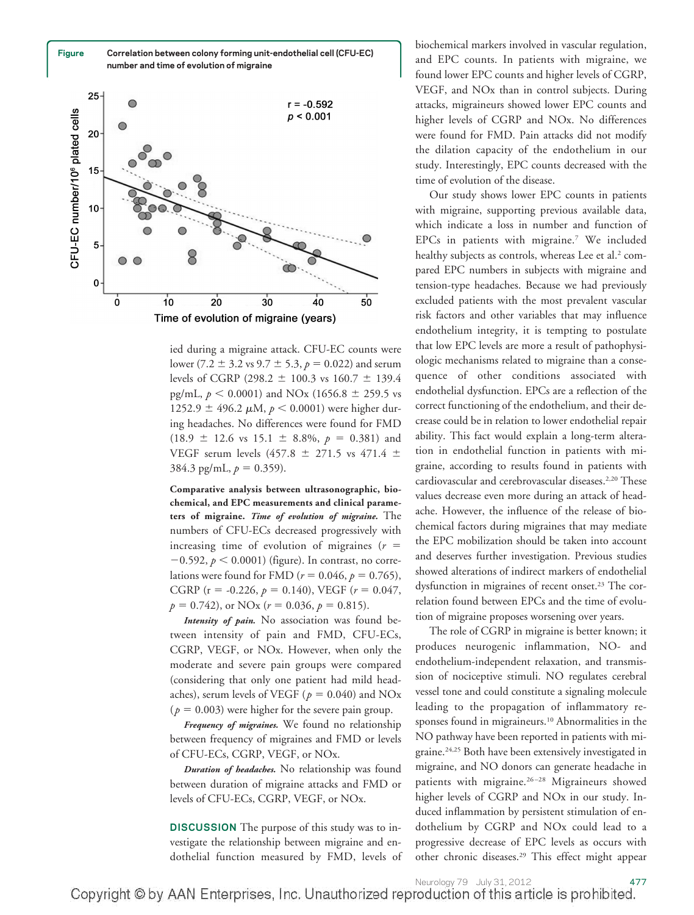**Figure** Correlation between colony forming unit-endothelial cell (CFU-EC) number and time of evolution of migraine

ied during a migraine attack. CFU-EC counts were lower (7.2 ± 3.2 vs 9.7 ± 5.3, $p = 0.022$) and serum levels of CGRP (298.2 ± 100.3 vs 160.7 ± 139.4 pg/mL, $p < 0.0001$) and NOx (1656.8 ± 259.5 vs 1252.9 ± 496.2 μM, $p < 0.0001$) were higher during headaches. No differences were found for FMD (18.9 ± 12.6 vs 15.1 ± 8.8%, $p = 0.381$) and VEGF serum levels (457.8 ± 271.5 vs 471.4 ± 384.3 pg/mL, $p = 0.359$).

**Comparative analysis between ultrasonographic, biochemical, and EPC measurements and clinical parameters of migraine.** ***Time of evolution of migraine.*** The numbers of CFU-ECs decreased progressively with increasing time of evolution of migraines ($r = -0.592$, $p < 0.0001$) (figure). In contrast, no correlations were found for FMD ($r = 0.046$, $p = 0.765$), CGRP ($r = -0.226$, $p = 0.140$), VEGF ($r = 0.047$, $p = 0.742$), or NOx ($r = 0.036$, $p = 0.815$).

***Intensity of pain.*** No association was found between intensity of pain and FMD, CFU-ECs, CGRP, VEGF, or NOx. However, when only the moderate and severe pain groups were compared (considering that only one patient had mild headaches), serum levels of VEGF ($p = 0.040$) and NOx ($p = 0.003$) were higher for the severe pain group.

***Frequency of migraines.*** We found no relationship between frequency of migraines and FMD or levels of CFU-ECs, CGRP, VEGF, or NOx.

***Duration of headaches.*** No relationship was found between duration of migraine attacks and FMD or levels of CFU-ECs, CGRP, VEGF, or NOx.

**DISCUSSION** The purpose of this study was to investigate the relationship between migraine and endothelial function measured by FMD, levels of biochemical markers involved in vascular regulation, and EPC counts. In patients with migraine, we found lower EPC counts and higher levels of CGRP, VEGF, and NOx than in control subjects. During attacks, migraineurs showed lower EPC counts and higher levels of CGRP and NOx. No differences were found for FMD. Pain attacks did not modify the dilation capacity of the endothelium in our study. Interestingly, EPC counts decreased with the time of evolution of the disease.

Our study shows lower EPC counts in patients with migraine, supporting previous available data, which indicate a loss in number and function of EPCs in patients with migraine.[7] We included healthy subjects as controls, whereas Lee et al.[2] compared EPC numbers in subjects with migraine and tension-type headaches. Because we had previously excluded patients with the most prevalent vascular risk factors and other variables that may influence endothelium integrity, it is tempting to postulate that low EPC levels are more a result of pathophysiologic mechanisms related to migraine than a consequence of other conditions associated with endothelial dysfunction. EPCs are a reflection of the correct functioning of the endothelium, and their decrease could be in relation to lower endothelial repair ability. This fact would explain a long-term alteration in endothelial function in patients with migraine, according to results found in patients with cardiovascular and cerebrovascular diseases.[2,20] These values decrease even more during an attack of headache. However, the influence of the release of biochemical factors during migraines that may mediate the EPC mobilization should be taken into account and deserves further investigation. Previous studies showed alterations of indirect markers of endothelial dysfunction in migraines of recent onset.[23] The correlation found between EPCs and the time of evolution of migraine proposes worsening over years.

The role of CGRP in migraine is better known; it produces neurogenic inflammation, NO- and endothelium-independent relaxation, and transmission of nociceptive stimuli. NO regulates cerebral vessel tone and could constitute a signaling molecule leading to the propagation of inflammatory responses found in migraineurs.[10] Abnormalities in the NO pathway have been reported in patients with migraine.[24,25] Both have been extensively investigated in migraine, and NO donors can generate headache in patients with migraine.[26–28] Migraineurs showed higher levels of CGRP and NOx in our study. Induced inflammation by persistent stimulation of endothelium by CGRP and NOx could lead to a progressive decrease of EPC levels as occurs with other chronic diseases.[29] This effect might appear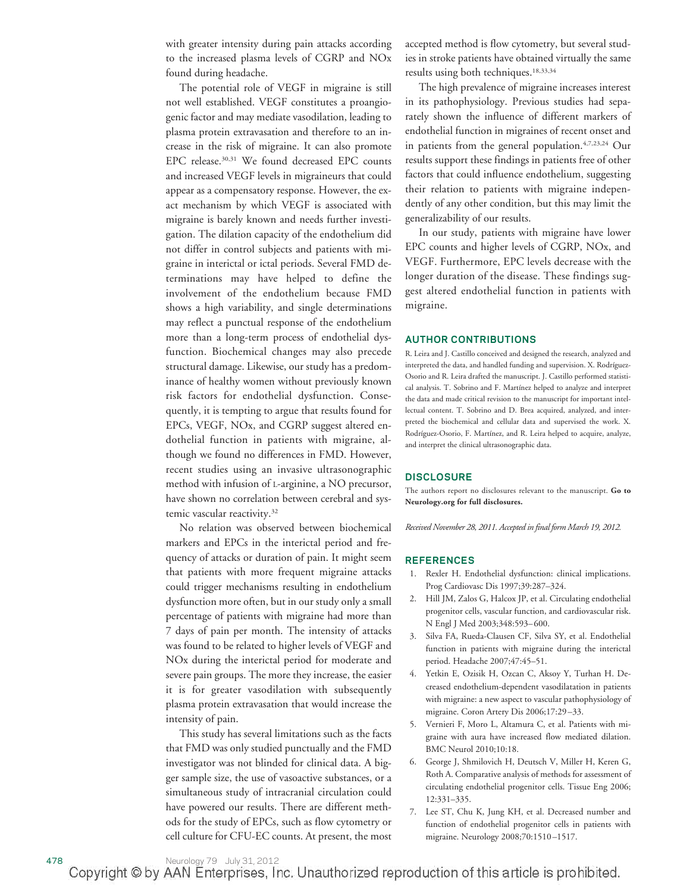with greater intensity during pain attacks according to the increased plasma levels of CGRP and NOx found during headache.

The potential role of VEGF in migraine is still not well established. VEGF constitutes a proangiogenic factor and may mediate vasodilation, leading to plasma protein extravasation and therefore to an increase in the risk of migraine. It can also promote EPC release.[30,31] We found decreased EPC counts and increased VEGF levels in migraineurs that could appear as a compensatory response. However, the exact mechanism by which VEGF is associated with migraine is barely known and needs further investigation. The dilation capacity of the endothelium did not differ in control subjects and patients with migraine in interictal or ictal periods. Several FMD determinations may have helped to define the involvement of the endothelium because FMD shows a high variability, and single determinations may reflect a punctual response of the endothelium more than a long-term process of endothelial dysfunction. Biochemical changes may also precede structural damage. Likewise, our study has a predominance of healthy women without previously known risk factors for endothelial dysfunction. Consequently, it is tempting to argue that results found for EPCs, VEGF, NOx, and CGRP suggest altered endothelial function in patients with migraine, although we found no differences in FMD. However, recent studies using an invasive ultrasonographic method with infusion of L-arginine, a NO precursor, have shown no correlation between cerebral and systemic vascular reactivity.[32]

No relation was observed between biochemical markers and EPCs in the interictal period and frequency of attacks or duration of pain. It might seem that patients with more frequent migraine attacks could trigger mechanisms resulting in endothelium dysfunction more often, but in our study only a small percentage of patients with migraine had more than 7 days of pain per month. The intensity of attacks was found to be related to higher levels of VEGF and NOx during the interictal period for moderate and severe pain groups. The more they increase, the easier it is for greater vasodilation with subsequently plasma protein extravasation that would increase the intensity of pain.

This study has several limitations such as the facts that FMD was only studied punctually and the FMD investigator was not blinded for clinical data. A bigger sample size, the use of vasoactive substances, or a simultaneous study of intracranial circulation could have powered our results. There are different methods for the study of EPCs, such as flow cytometry or cell culture for CFU-EC counts. At present, the most accepted method is flow cytometry, but several studies in stroke patients have obtained virtually the same results using both techniques.[18,33,34]

The high prevalence of migraine increases interest in its pathophysiology. Previous studies had separately shown the influence of different markers of endothelial function in migraines of recent onset and in patients from the general population.[4,7,23,24] Our results support these findings in patients free of other factors that could influence endothelium, suggesting their relation to patients with migraine independently of any other condition, but this may limit the generalizability of our results.

In our study, patients with migraine have lower EPC counts and higher levels of CGRP, NOx, and VEGF. Furthermore, EPC levels decrease with the longer duration of the disease. These findings suggest altered endothelial function in patients with migraine.

## AUTHOR CONTRIBUTIONS

R. Leira and J. Castillo conceived and designed the research, analyzed and interpreted the data, and handled funding and supervision. X. Rodríguez-Osorio and R. Leira drafted the manuscript. J. Castillo performed statistical analysis. T. Sobrino and F. Martínez helped to analyze and interpret the data and made critical revision to the manuscript for important intellectual content. T. Sobrino and D. Brea acquired, analyzed, and interpreted the biochemical and cellular data and supervised the work. X. Rodríguez-Osorio, F. Martínez, and R. Leira helped to acquire, analyze, and interpret the clinical ultrasonographic data.

## DISCLOSURE

The authors report no disclosures relevant to the manuscript. **Go to Neurology.org for full disclosures.**

*Received November 28, 2011. Accepted in final form March 19, 2012.*

## REFERENCES

1. Rexler H. Endothelial dysfunction: clinical implications. Prog Cardiovasc Dis 1997;39:287–324.
2. Hill JM, Zalos G, Halcox JP, et al. Circulating endothelial progenitor cells, vascular function, and cardiovascular risk. N Engl J Med 2003;348:593–600.
3. Silva FA, Rueda-Clausen CF, Silva SY, et al. Endothelial function in patients with migraine during the interictal period. Headache 2007;47:45–51.
4. Yetkin E, Ozisik H, Ozcan C, Aksoy Y, Turhan H. Decreased endothelium-dependent vasodilatation in patients with migraine: a new aspect to vascular pathophysiology of migraine. Coron Artery Dis 2006;17:29–33.
5. Vernieri F, Moro L, Altamura C, et al. Patients with migraine with aura have increased flow mediated dilation. BMC Neurol 2010;10:18.
6. George J, Shmilovich H, Deutsch V, Miller H, Keren G, Roth A. Comparative analysis of methods for assessment of circulating endothelial progenitor cells. Tissue Eng 2006; 12:331–335.
7. Lee ST, Chu K, Jung KH, et al. Decreased number and function of endothelial progenitor cells in patients with migraine. Neurology 2008;70:1510–1517.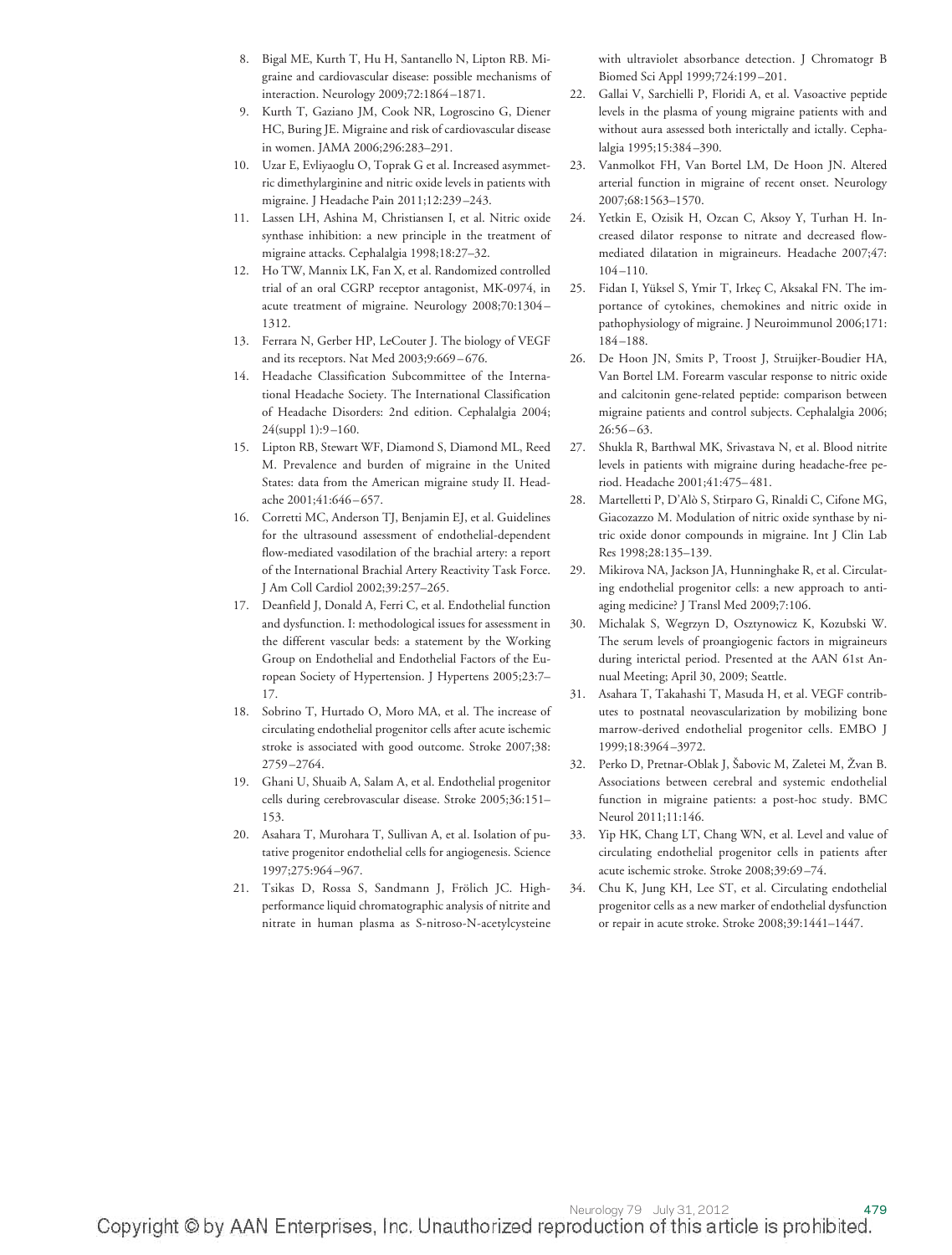8. Bigal ME, Kurth T, Hu H, Santanello N, Lipton RB. Migraine and cardiovascular disease: possible mechanisms of interaction. Neurology 2009;72:1864–1871.
9. Kurth T, Gaziano JM, Cook NR, Logroscino G, Diener HC, Buring JE. Migraine and risk of cardiovascular disease in women. JAMA 2006;296:283–291.
10. Uzar E, Evliyaoglu O, Toprak G et al. Increased asymmetric dimethylarginine and nitric oxide levels in patients with migraine. J Headache Pain 2011;12:239–243.
11. Lassen LH, Ashina M, Christiansen I, et al. Nitric oxide synthase inhibition: a new principle in the treatment of migraine attacks. Cephalalgia 1998;18:27–32.
12. Ho TW, Mannix LK, Fan X, et al. Randomized controlled trial of an oral CGRP receptor antagonist, MK-0974, in acute treatment of migraine. Neurology 2008;70:1304–1312.
13. Ferrara N, Gerber HP, LeCouter J. The biology of VEGF and its receptors. Nat Med 2003;9:669–676.
14. Headache Classification Subcommittee of the International Headache Society. The International Classification of Headache Disorders: 2nd edition. Cephalalgia 2004; 24(suppl 1):9–160.
15. Lipton RB, Stewart WF, Diamond S, Diamond ML, Reed M. Prevalence and burden of migraine in the United States: data from the American migraine study II. Headache 2001;41:646–657.
16. Corretti MC, Anderson TJ, Benjamin EJ, et al. Guidelines for the ultrasound assessment of endothelial-dependent flow-mediated vasodilation of the brachial artery: a report of the International Brachial Artery Reactivity Task Force. J Am Coll Cardiol 2002;39:257–265.
17. Deanfield J, Donald A, Ferri C, et al. Endothelial function and dysfunction. I: methodological issues for assessment in the different vascular beds: a statement by the Working Group on Endothelial and Endothelial Factors of the European Society of Hypertension. J Hypertens 2005;23:7–17.
18. Sobrino T, Hurtado O, Moro MA, et al. The increase of circulating endothelial progenitor cells after acute ischemic stroke is associated with good outcome. Stroke 2007;38: 2759–2764.
19. Ghani U, Shuaib A, Salam A, et al. Endothelial progenitor cells during cerebrovascular disease. Stroke 2005;36:151–153.
20. Asahara T, Murohara T, Sullivan A, et al. Isolation of putative progenitor endothelial cells for angiogenesis. Science 1997;275:964–967.
21. Tsikas D, Rossa S, Sandmann J, Frölich JC. High-performance liquid chromatographic analysis of nitrite and nitrate in human plasma as S-nitroso-N-acetylcysteine with ultraviolet absorbance detection. J Chromatogr B Biomed Sci Appl 1999;724:199–201.
22. Gallai V, Sarchielli P, Floridi A, et al. Vasoactive peptide levels in the plasma of young migraine patients with and without aura assessed both interictally and ictally. Cephalalgia 1995;15:384–390.
23. Vanmolkot FH, Van Bortel LM, De Hoon JN. Altered arterial function in migraine of recent onset. Neurology 2007;68:1563–1570.
24. Yetkin E, Ozisik H, Ozcan C, Aksoy Y, Turhan H. Increased dilator response to nitrate and decreased flow-mediated dilatation in migraineurs. Headache 2007;47: 104–110.
25. Fidan I, Yüksel S, Ymir T, Irkeç C, Aksakal FN. The importance of cytokines, chemokines and nitric oxide in pathophysiology of migraine. J Neuroimmunol 2006;171: 184–188.
26. De Hoon JN, Smits P, Troost J, Struijker-Boudier HA, Van Bortel LM. Forearm vascular response to nitric oxide and calcitonin gene-related peptide: comparison between migraine patients and control subjects. Cephalalgia 2006; 26:56–63.
27. Shukla R, Barthwal MK, Srivastava N, et al. Blood nitrite levels in patients with migraine during headache-free period. Headache 2001;41:475–481.
28. Martelletti P, D'Alò S, Stirparo G, Rinaldi C, Cifone MG, Giacozazzo M. Modulation of nitric oxide synthase by nitric oxide donor compounds in migraine. Int J Clin Lab Res 1998;28:135–139.
29. Mikirova NA, Jackson JA, Hunninghake R, et al. Circulating endothelial progenitor cells: a new approach to anti-aging medicine? J Transl Med 2009;7:106.
30. Michalak S, Wegrzyn D, Osztynowicz K, Kozubski W. The serum levels of proangiogenic factors in migraineurs during interictal period. Presented at the AAN 61st Annual Meeting; April 30, 2009; Seattle.
31. Asahara T, Takahashi T, Masuda H, et al. VEGF contributes to postnatal neovascularization by mobilizing bone marrow-derived endothelial progenitor cells. EMBO J 1999;18:3964–3972.
32. Perko D, Pretnar-Oblak J, Šabovic M, Zaletei M, Žvan B. Associations between cerebral and systemic endothelial function in migraine patients: a post-hoc study. BMC Neurol 2011;11:146.
33. Yip HK, Chang LT, Chang WN, et al. Level and value of circulating endothelial progenitor cells in patients after acute ischemic stroke. Stroke 2008;39:69–74.
34. Chu K, Jung KH, Lee ST, et al. Circulating endothelial progenitor cells as a new marker of endothelial dysfunction or repair in acute stroke. Stroke 2008;39:1441–1447.